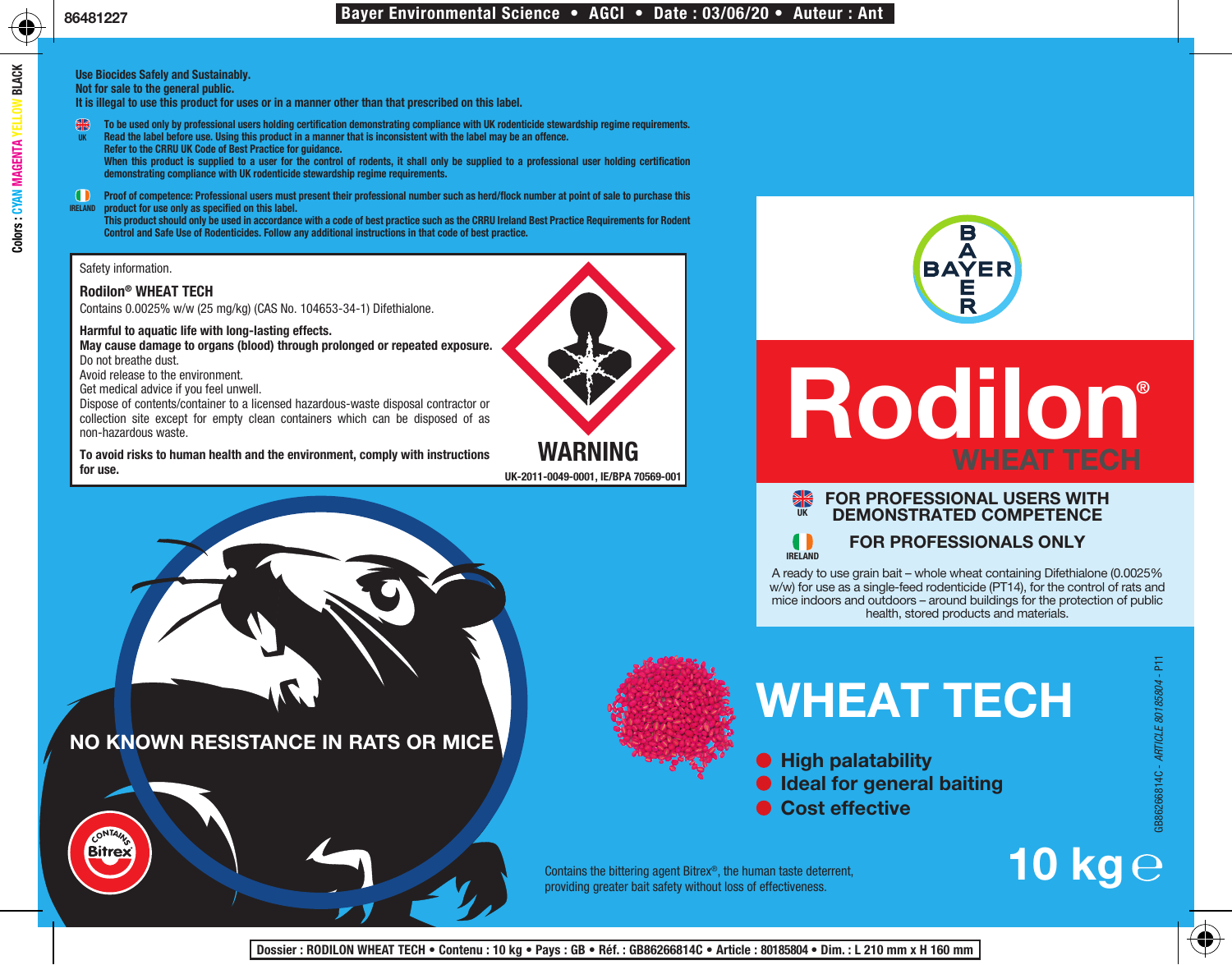Use Biocides Safely and Sustainably.
Not for sale to the general public.
It is illegal to use this product for uses or in a manner other than that prescribed on this label.

UK

To be used only by professional users holding certification demonstrating compliance with UK rodenticide stewardship regime requirements.
Read the label before use. Using this product in a manner that is inconsistent with the label may be an offence.
Refer to the CRRU UK Code of Best Practice for guidance.
When this product is supplied to a user for the control of rodents, it shall only be supplied to a professional user holding certification demonstrating compliance with UK rodenticide stewardship regime requirements.

IRELAND

Proof of competence: Professional users must present their professional number such as herd/flock number at point of sale to purchase this product for use only as specified on this label.
This product should only be used in accordance with a code of best practice such as the CRRU Ireland Best Practice Requirements for Rodent Control and Safe Use of Rodenticides. Follow any additional instructions in that code of best practice.

Safety information.

**Rodilon® WHEAT TECH**

Contains 0.0025% w/w (25 mg/kg) (CAS No. 104653-34-1) Difethialone.

**Harmful to aquatic life with long-lasting effects.**
**May cause damage to organs (blood) through prolonged or repeated exposure.**
Do not breathe dust.
Avoid release to the environment.
Get medical advice if you feel unwell.
Dispose of contents/container to a licensed hazardous-waste disposal contractor or collection site except for empty clean containers which can be disposed of as non-hazardous waste.

**To avoid risks to human health and the environment, comply with instructions for use.**

**WARNING**

UK-2011-0049-0001, IE/BPA 70569-001

NO KNOWN RESISTANCE IN RATS OR MICE

CONTAINS Bitrex

BAYER

# Rodilon®

## WHEAT TECH

UK — **FOR PROFESSIONAL USERS WITH DEMONSTRATED COMPETENCE**

IRELAND — **FOR PROFESSIONALS ONLY**

A ready to use grain bait – whole wheat containing Difethialone (0.0025% w/w) for use as a single-feed rodenticide (PT14), for the control of rats and mice indoors and outdoors – around buildings for the protection of public health, stored products and materials.

# WHEAT TECH

- **High palatability**
- **Ideal for general baiting**
- **Cost effective**

Contains the bittering agent Bitrex®, the human taste deterrent, providing greater bait safety without loss of effectiveness.

**10 kg ℮**

GB86266814C - *ARTICLE 80185804* - P11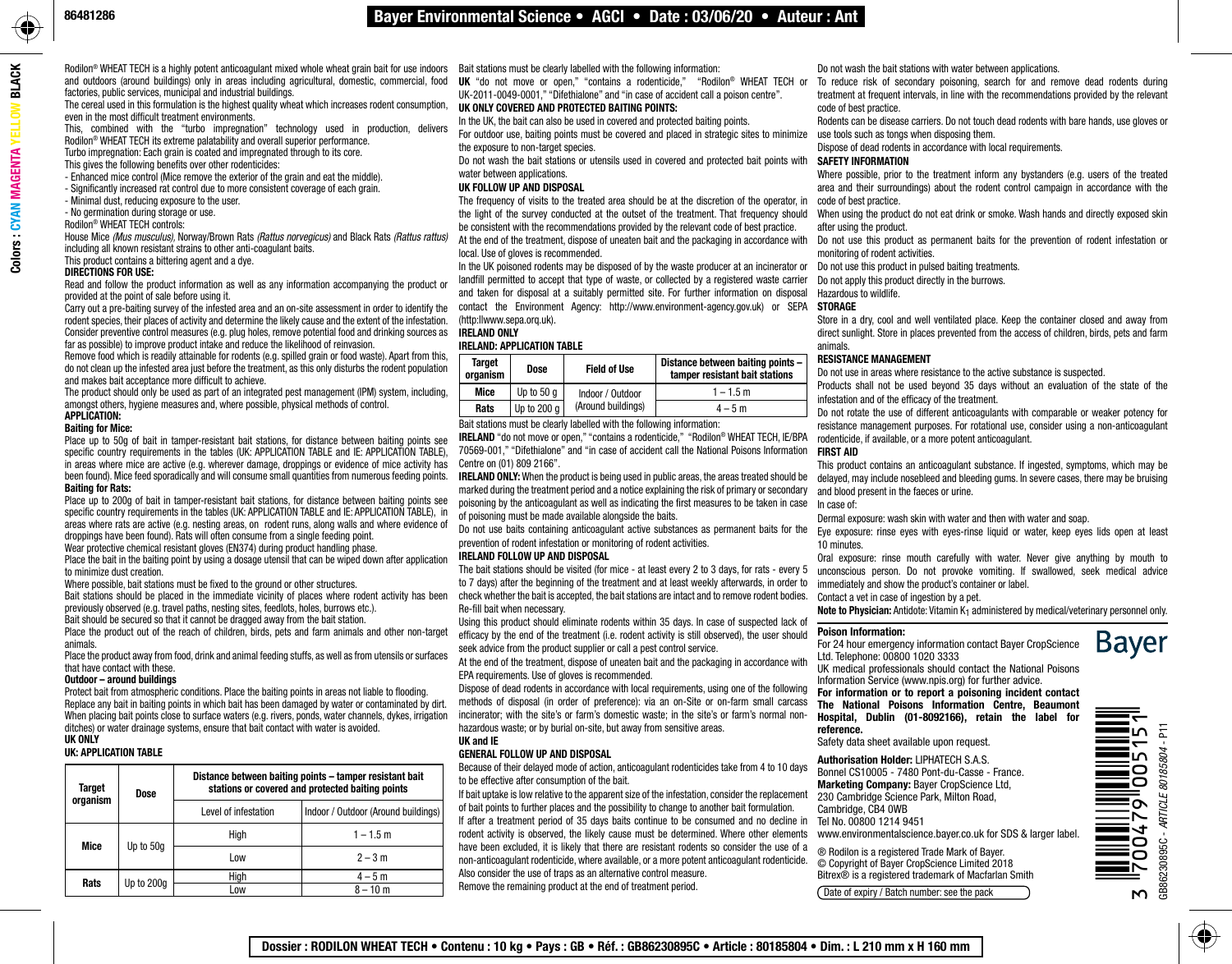Rodilon® WHEAT TECH is a highly potent anticoagulant mixed whole wheat grain bait for use indoors and outdoors (around buildings) only in areas including agricultural, domestic, commercial, food factories, public services, municipal and industrial buildings.

The cereal used in this formulation is the highest quality wheat which increases rodent consumption, even in the most difficult treatment environments.

This, combined with the "turbo impregnation" technology used in production, delivers Rodilon® WHEAT TECH its extreme palatability and overall superior performance.

Turbo impregnation: Each grain is coated and impregnated through to its core.

This gives the following benefits over other rodenticides:

- Enhanced mice control (Mice remove the exterior of the grain and eat the middle).
- Significantly increased rat control due to more consistent coverage of each grain.
- Minimal dust, reducing exposure to the user.
- No germination during storage or use.

Rodilon® WHEAT TECH controls:

House Mice *(Mus musculus)*, Norway/Brown Rats *(Rattus norvegicus)* and Black Rats *(Rattus rattus)* including all known resistant strains to other anti-coagulant baits.

This product contains a bittering agent and a dye.

**DIRECTIONS FOR USE:**

Read and follow the product information as well as any information accompanying the product or provided at the point of sale before using it.

Carry out a pre-baiting survey of the infested area and an on-site assessment in order to identify the rodent species, their places of activity and determine the likely cause and the extent of the infestation. Consider preventive control measures (e.g. plug holes, remove potential food and drinking sources as far as possible) to improve product intake and reduce the likelihood of reinvasion.

Remove food which is readily attainable for rodents (e.g. spilled grain or food waste). Apart from this, do not clean up the infested area just before the treatment, as this only disturbs the rodent population and makes bait acceptance more difficult to achieve.

The product should only be used as part of an integrated pest management (IPM) system, including, amongst others, hygiene measures and, where possible, physical methods of control.

**APPLICATION:**

**Baiting for Mice:**

Place up to 50g of bait in tamper-resistant bait stations, for distance between baiting points see specific country requirements in the tables (UK: APPLICATION TABLE and IE: APPLICATION TABLE), in areas where mice are active (e.g. wherever damage, droppings or evidence of mice activity has been found). Mice feed sporadically and will consume small quantities from numerous feeding points.

**Baiting for Rats:**

Place up to 200g of bait in tamper-resistant bait stations, for distance between baiting points see specific country requirements in the tables (UK: APPLICATION TABLE and IE: APPLICATION TABLE), in areas where rats are active (e.g. nesting areas, on rodent runs, along walls and where evidence of droppings have been found). Rats will often consume from a single feeding point.

Wear protective chemical resistant gloves (EN374) during product handling phase.

Place the bait in the baiting point by using a dosage utensil that can be wiped down after application to minimize dust creation.

Where possible, bait stations must be fixed to the ground or other structures.

Bait stations should be placed in the immediate vicinity of places where rodent activity has been previously observed (e.g. travel paths, nesting sites, feedlots, holes, burrows etc.).

Bait should be secured so that it cannot be dragged away from the bait station.

Place the product out of the reach of children, birds, pets and farm animals and other non-target animals.

Place the product away from food, drink and animal feeding stuffs, as well as from utensils or surfaces that have contact with these.

**Outdoor – around buildings**

Protect bait from atmospheric conditions. Place the baiting points in areas not liable to flooding.

Replace any bait in baiting points in which bait has been damaged by water or contaminated by dirt.

When placing bait points close to surface waters (e.g. rivers, ponds, water channels, dykes, irrigation ditches) or water drainage systems, ensure that bait contact with water is avoided.

**UK ONLY**

**UK: APPLICATION TABLE**

| Target organism | Dose | Distance between baiting points – tamper resistant bait stations or covered and protected baiting points | |
|---|---|---|---|
| | | Level of infestation | Indoor / Outdoor (Around buildings) |
| Mice | Up to 50g | High | 1 – 1.5 m |
| | | Low | 2 – 3 m |
| Rats | Up to 200g | High | 4 – 5 m |
| | | Low | 8 – 10 m |

Bait stations must be clearly labelled with the following information:

**UK** "do not move or open," "contains a rodenticide," "Rodilon® WHEAT TECH or UK-2011-0049-0001," "Difethialone" and "in case of accident call a poison centre".

**UK ONLY COVERED AND PROTECTED BAITING POINTS:**

In the UK, the bait can also be used in covered and protected baiting points.

For outdoor use, baiting points must be covered and placed in strategic sites to minimize the exposure to non-target species.

Do not wash the bait stations or utensils used in covered and protected bait points with water between applications.

**UK FOLLOW UP AND DISPOSAL**

The frequency of visits to the treated area should be at the discretion of the operator, in the light of the survey conducted at the outset of the treatment. That frequency should be consistent with the recommendations provided by the relevant code of best practice.

At the end of the treatment, dispose of uneaten bait and the packaging in accordance with local. Use of gloves is recommended.

In the UK poisoned rodents may be disposed of by the waste producer at an incinerator or landfill permitted to accept that type of waste, or collected by a registered waste carrier and taken for disposal at a suitably permitted site. For further information on disposal contact the Environment Agency: http://www.environment-agency.gov.uk) or SEPA (http:llwww.sepa.org.uk).

**IRELAND ONLY**

**IRELAND: APPLICATION TABLE**

| Target organism | Dose | Field of Use | Distance between baiting points – tamper resistant bait stations |
|---|---|---|---|
| Mice | Up to 50 g | Indoor / Outdoor (Around buildings) | 1 – 1.5 m |
| Rats | Up to 200 g | | 4 – 5 m |

Bait stations must be clearly labelled with the following information:

**IRELAND** "do not move or open," "contains a rodenticide," "Rodilon® WHEAT TECH, IE/BPA 70569-001," "Difethialone" and "in case of accident call the National Poisons Information Centre on (01) 809 2166".

**IRELAND ONLY:** When the product is being used in public areas, the areas treated should be marked during the treatment period and a notice explaining the risk of primary or secondary poisoning by the anticoagulant as well as indicating the first measures to be taken in case of poisoning must be made available alongside the baits.

Do not use baits containing anticoagulant active substances as permanent baits for the prevention of rodent infestation or monitoring of rodent activities.

**IRELAND FOLLOW UP AND DISPOSAL**

The bait stations should be visited (for mice - at least every 2 to 3 days, for rats - every 5 to 7 days) after the beginning of the treatment and at least weekly afterwards, in order to check whether the bait is accepted, the bait stations are intact and to remove rodent bodies. Re-fill bait when necessary.

Using this product should eliminate rodents within 35 days. In case of suspected lack of efficacy by the end of the treatment (i.e. rodent activity is still observed), the user should seek advice from the product supplier or call a pest control service.

At the end of the treatment, dispose of uneaten bait and the packaging in accordance with EPA requirements. Use of gloves is recommended.

Dispose of dead rodents in accordance with local requirements, using one of the following methods of disposal (in order of preference): via an on-Site or on-farm small carcass incinerator; with the site's or farm's domestic waste; in the site's or farm's normal non-hazardous waste; or by burial on-site, but away from sensitive areas.

**UK and IE**

**GENERAL FOLLOW UP AND DISPOSAL**

Because of their delayed mode of action, anticoagulant rodenticides take from 4 to 10 days to be effective after consumption of the bait.

If bait uptake is low relative to the apparent size of the infestation, consider the replacement of bait points to further places and the possibility to change to another bait formulation.

If after a treatment period of 35 days baits continue to be consumed and no decline in rodent activity is observed, the likely cause must be determined. Where other elements have been excluded, it is likely that there are resistant rodents so consider the use of a non-anticoagulant rodenticide, where available, or a more potent anticoagulant rodenticide. Also consider the use of traps as an alternative control measure.

Remove the remaining product at the end of treatment period.

Do not wash the bait stations with water between applications.

To reduce risk of secondary poisoning, search for and remove dead rodents during treatment at frequent intervals, in line with the recommendations provided by the relevant code of best practice.

Rodents can be disease carriers. Do not touch dead rodents with bare hands, use gloves or use tools such as tongs when disposing them.

Dispose of dead rodents in accordance with local requirements.

**SAFETY INFORMATION**

Where possible, prior to the treatment inform any bystanders (e.g. users of the treated area and their surroundings) about the rodent control campaign in accordance with the code of best practice.

When using the product do not eat drink or smoke. Wash hands and directly exposed skin after using the product.

Do not use this product as permanent baits for the prevention of rodent infestation or monitoring of rodent activities.

Do not use this product in pulsed baiting treatments.

Do not apply this product directly in the burrows.

Hazardous to wildlife.

**STORAGE**

Store in a dry, cool and well ventilated place. Keep the container closed and away from direct sunlight. Store in places prevented from the access of children, birds, pets and farm animals.

**RESISTANCE MANAGEMENT**

Do not use in areas where resistance to the active substance is suspected.

Products shall not be used beyond 35 days without an evaluation of the state of the infestation and of the efficacy of the treatment.

Do not rotate the use of different anticoagulants with comparable or weaker potency for resistance management purposes. For rotational use, consider using a non-anticoagulant rodenticide, if available, or a more potent anticoagulant.

**FIRST AID**

This product contains an anticoagulant substance. If ingested, symptoms, which may be delayed, may include nosebleed and bleeding gums. In severe cases, there may be bruising and blood present in the faeces or urine.

In case of:

Dermal exposure: wash skin with water and then with water and soap.

Eye exposure: rinse eyes with eyes-rinse liquid or water, keep eyes lids open at least 10 minutes.

Oral exposure: rinse mouth carefully with water. Never give anything by mouth to unconscious person. Do not provoke vomiting. If swallowed, seek medical advice immediately and show the product's container or label.

Contact a vet in case of ingestion by a pet.

**Note to Physician:** Antidote: Vitamin $K_1$ administered by medical/veterinary personnel only.

**Poison Information:**

For 24 hour emergency information contact Bayer CropScience Ltd. Telephone: 00800 1020 3333

UK medical professionals should contact the National Poisons Information Service (www.npis.org) for further advice.

**For information or to report a poisoning incident contact The National Poisons Information Centre, Beaumont Hospital, Dublin (01-8092166), retain the label for reference.**

Safety data sheet available upon request.

Bayer

**Authorisation Holder:** LIPHATECH S.A.S.
Bonnel CS10005 - 7480 Pont-du-Casse - France.
**Marketing Company:** Bayer CropScience Ltd,
230 Cambridge Science Park, Milton Road,
Cambridge, CB4 0WB
Tel No. 00800 1214 9451
www.environmentalscience.bayer.co.uk for SDS & larger label.

® Rodilon is a registered Trade Mark of Bayer.
© Copyright of Bayer CropScience Limited 2018
Bitrex® is a registered trademark of Macfarlan Smith

Date of expiry / Batch number: see the pack

3 700479 005151

GB86230895C - *ARTICLE 80185804* - P11